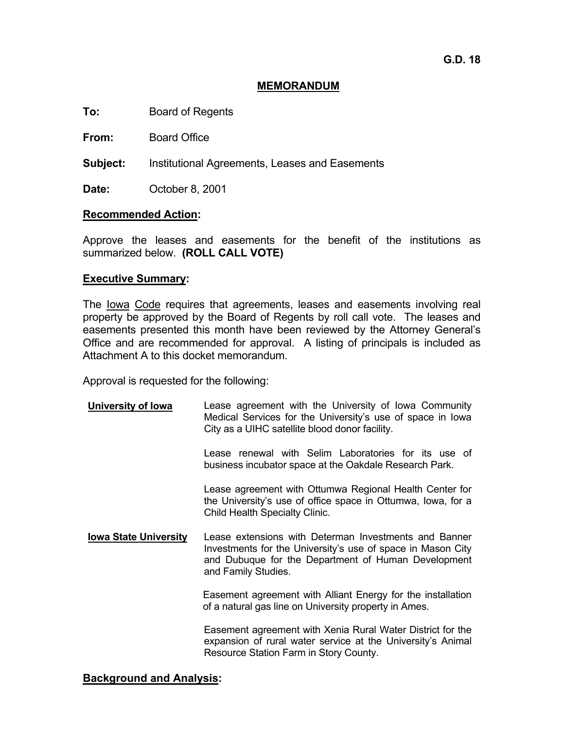G.D. 18

## MEMORANDUM

**To:** Board of Regents

**From:** Board Office

**Subject:** Institutional Agreements, Leases and Easements

**Date:** October 8, 2001

**Recommended Action:**

Approve the leases and easements for the benefit of the institutions as summarized below. **(ROLL CALL VOTE)**

**Executive Summary:**

The Iowa Code requires that agreements, leases and easements involving real property be approved by the Board of Regents by roll call vote. The leases and easements presented this month have been reviewed by the Attorney General's Office and are recommended for approval. A listing of principals is included as Attachment A to this docket memorandum.

Approval is requested for the following:

| | |
|---|---|
| **University of Iowa** | Lease agreement with the University of Iowa Community Medical Services for the University's use of space in Iowa City as a UIHC satellite blood donor facility. |
| | Lease renewal with Selim Laboratories for its use of business incubator space at the Oakdale Research Park. |
| | Lease agreement with Ottumwa Regional Health Center for the University's use of office space in Ottumwa, Iowa, for a Child Health Specialty Clinic. |
| **Iowa State University** | Lease extensions with Determan Investments and Banner Investments for the University's use of space in Mason City and Dubuque for the Department of Human Development and Family Studies. |
| | Easement agreement with Alliant Energy for the installation of a natural gas line on University property in Ames. |
| | Easement agreement with Xenia Rural Water District for the expansion of rural water service at the University's Animal Resource Station Farm in Story County. |

**Background and Analysis:**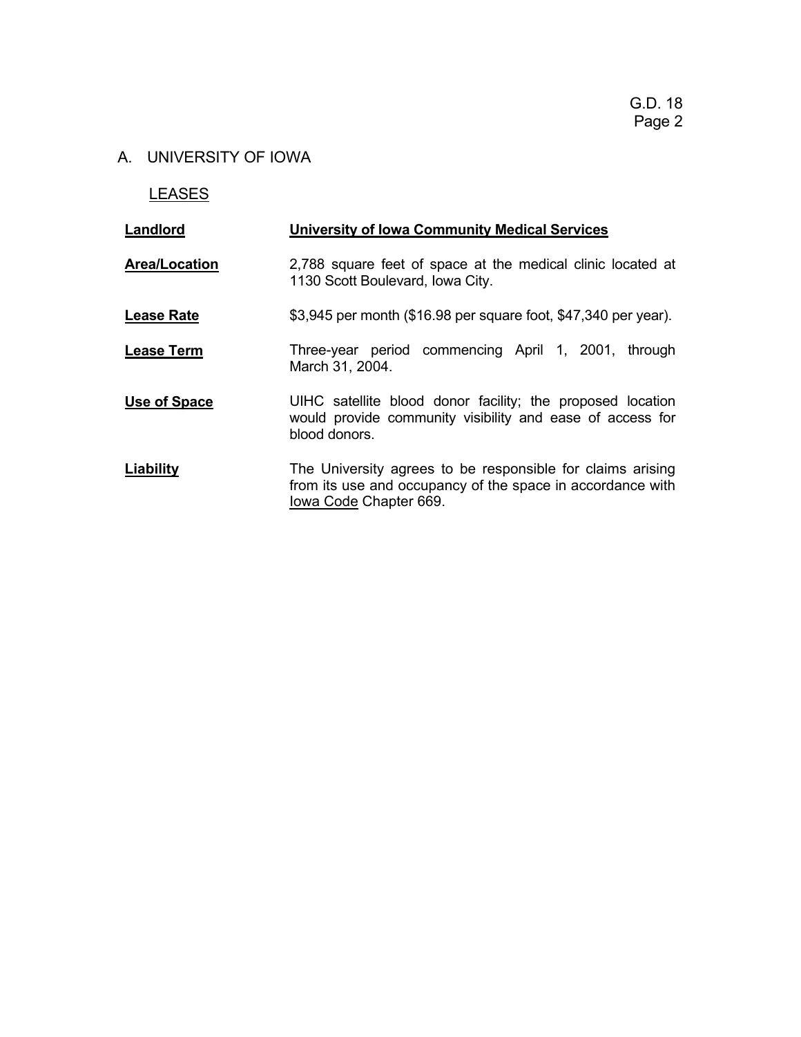## A. UNIVERSITY OF IOWA

### LEASES

| | |
|---|---|
| **Landlord** | **University of Iowa Community Medical Services** |
| **Area/Location** | 2,788 square feet of space at the medical clinic located at 1130 Scott Boulevard, Iowa City. |
| **Lease Rate** | $3,945 per month ($16.98 per square foot, $47,340 per year). |
| **Lease Term** | Three-year period commencing April 1, 2001, through March 31, 2004. |
| **Use of Space** | UIHC satellite blood donor facility; the proposed location would provide community visibility and ease of access for blood donors. |
| **Liability** | The University agrees to be responsible for claims arising from its use and occupancy of the space in accordance with Iowa Code Chapter 669. |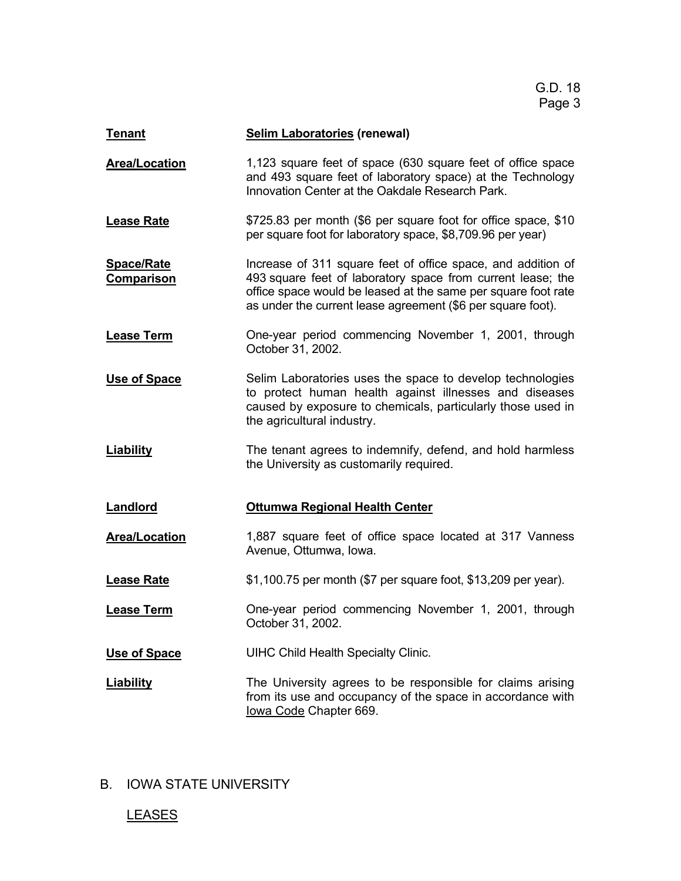**Tenant** **Selim Laboratories (renewal)**

**Area/Location** 1,123 square feet of space (630 square feet of office space and 493 square feet of laboratory space) at the Technology Innovation Center at the Oakdale Research Park.

**Lease Rate** $725.83 per month ($6 per square foot for office space, $10 per square foot for laboratory space, $8,709.96 per year)

**Space/Rate Comparison** Increase of 311 square feet of office space, and addition of 493 square feet of laboratory space from current lease; the office space would be leased at the same per square foot rate as under the current lease agreement ($6 per square foot).

**Lease Term** One-year period commencing November 1, 2001, through October 31, 2002.

**Use of Space** Selim Laboratories uses the space to develop technologies to protect human health against illnesses and diseases caused by exposure to chemicals, particularly those used in the agricultural industry.

**Liability** The tenant agrees to indemnify, defend, and hold harmless the University as customarily required.

**Landlord** **Ottumwa Regional Health Center**

**Area/Location** 1,887 square feet of office space located at 317 Vanness Avenue, Ottumwa, Iowa.

**Lease Rate** $1,100.75 per month ($7 per square foot, $13,209 per year).

**Lease Term** One-year period commencing November 1, 2001, through October 31, 2002.

**Use of Space** UIHC Child Health Specialty Clinic.

**Liability** The University agrees to be responsible for claims arising from its use and occupancy of the space in accordance with Iowa Code Chapter 669.

## B. IOWA STATE UNIVERSITY

LEASES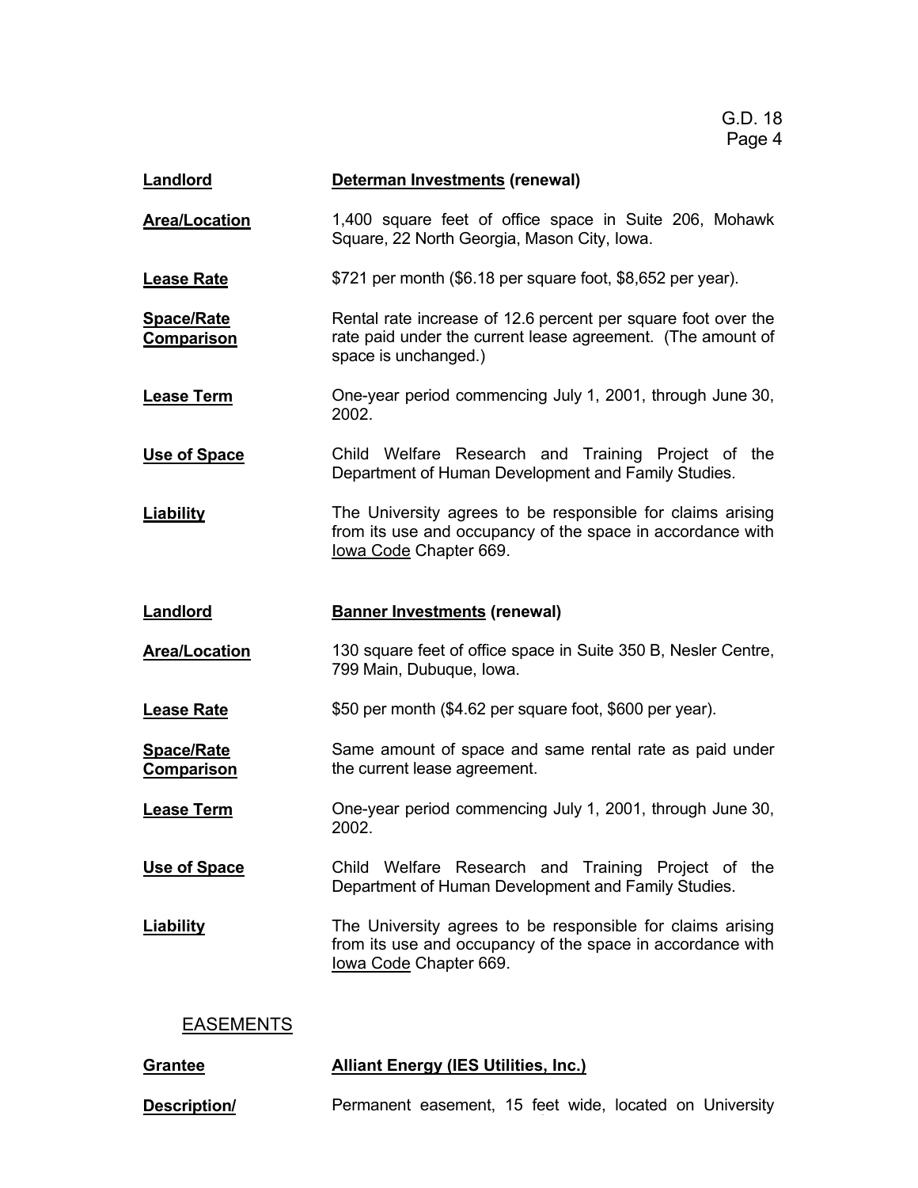**Landlord** **Determan Investments (renewal)**

**Area/Location** 1,400 square feet of office space in Suite 206, Mohawk Square, 22 North Georgia, Mason City, Iowa.

**Lease Rate** $721 per month ($6.18 per square foot, $8,652 per year).

**Space/Rate Comparison** Rental rate increase of 12.6 percent per square foot over the rate paid under the current lease agreement. (The amount of space is unchanged.)

**Lease Term** One-year period commencing July 1, 2001, through June 30, 2002.

**Use of Space** Child Welfare Research and Training Project of the Department of Human Development and Family Studies.

**Liability** The University agrees to be responsible for claims arising from its use and occupancy of the space in accordance with Iowa Code Chapter 669.

**Landlord** **Banner Investments (renewal)**

**Area/Location** 130 square feet of office space in Suite 350 B, Nesler Centre, 799 Main, Dubuque, Iowa.

**Lease Rate** $50 per month ($4.62 per square foot, $600 per year).

**Space/Rate Comparison** Same amount of space and same rental rate as paid under the current lease agreement.

**Lease Term** One-year period commencing July 1, 2001, through June 30, 2002.

**Use of Space** Child Welfare Research and Training Project of the Department of Human Development and Family Studies.

**Liability** The University agrees to be responsible for claims arising from its use and occupancy of the space in accordance with Iowa Code Chapter 669.

## EASEMENTS

**Grantee** **Alliant Energy (IES Utilities, Inc.)**

**Description/** Permanent easement, 15 feet wide, located on University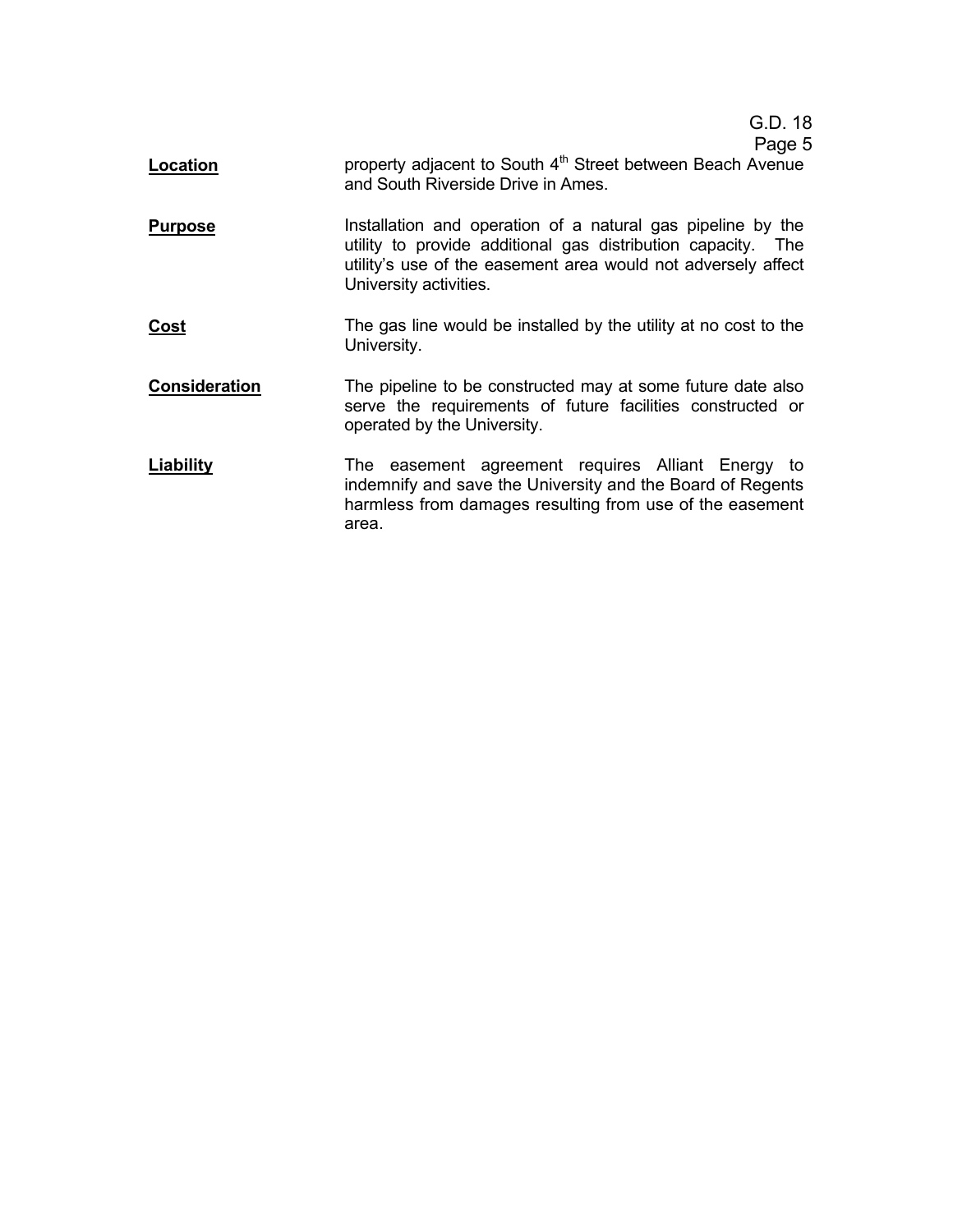**Location** property adjacent to South 4th Street between Beach Avenue and South Riverside Drive in Ames.

**Purpose** Installation and operation of a natural gas pipeline by the utility to provide additional gas distribution capacity. The utility's use of the easement area would not adversely affect University activities.

**Cost** The gas line would be installed by the utility at no cost to the University.

**Consideration** The pipeline to be constructed may at some future date also serve the requirements of future facilities constructed or operated by the University.

**Liability** The easement agreement requires Alliant Energy to indemnify and save the University and the Board of Regents harmless from damages resulting from use of the easement area.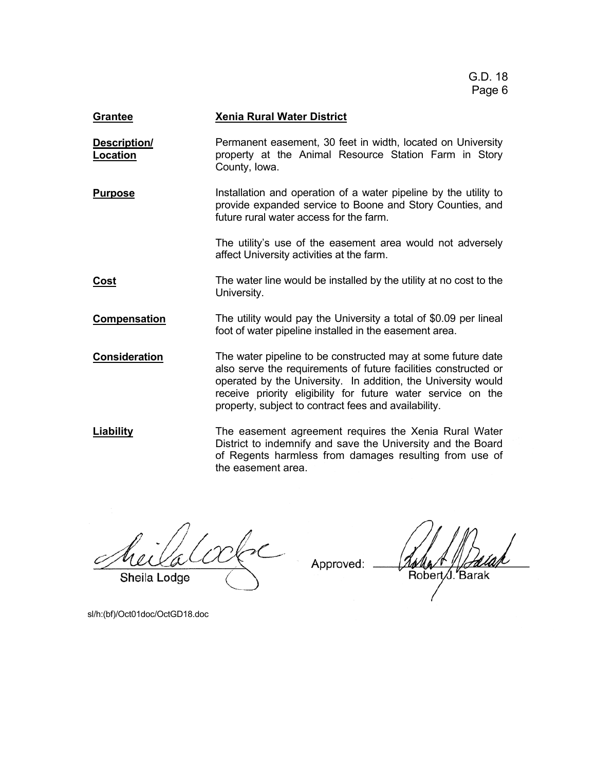| | |
|---|---|
| **Grantee** | **Xenia Rural Water District** |
| **Description/ Location** | Permanent easement, 30 feet in width, located on University property at the Animal Resource Station Farm in Story County, Iowa. |
| **Purpose** | Installation and operation of a water pipeline by the utility to provide expanded service to Boone and Story Counties, and future rural water access for the farm.<br><br>The utility's use of the easement area would not adversely affect University activities at the farm. |
| **Cost** | The water line would be installed by the utility at no cost to the University. |
| **Compensation** | The utility would pay the University a total of $0.09 per lineal foot of water pipeline installed in the easement area. |
| **Consideration** | The water pipeline to be constructed may at some future date also serve the requirements of future facilities constructed or operated by the University. In addition, the University would receive priority eligibility for future water service on the property, subject to contract fees and availability. |
| **Liability** | The easement agreement requires the Xenia Rural Water District to indemnify and save the University and the Board of Regents harmless from damages resulting from use of the easement area. |

Sheila Lodge

Approved: Robert J. Barak

sl/h:(bf)/Oct01doc/OctGD18.doc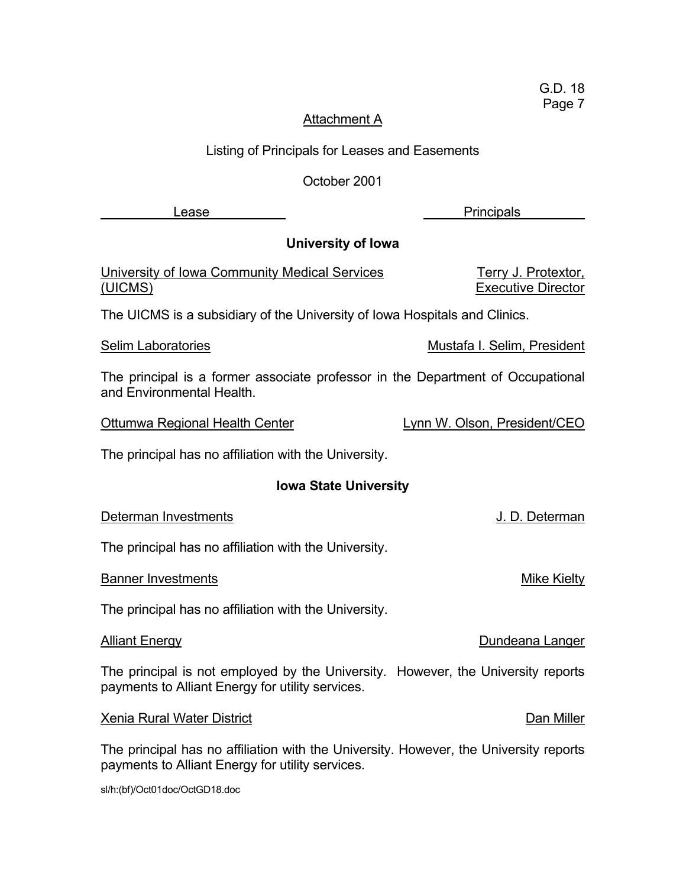## Attachment A

Listing of Principals for Leases and Easements

October 2001

| Lease | Principals |
|---|---|

### University of Iowa

University of Iowa Community Medical Services (UICMS) — Terry J. Protextor, Executive Director

The UICMS is a subsidiary of the University of Iowa Hospitals and Clinics.

Selim Laboratories — Mustafa I. Selim, President

The principal is a former associate professor in the Department of Occupational and Environmental Health.

Ottumwa Regional Health Center — Lynn W. Olson, President/CEO

The principal has no affiliation with the University.

### Iowa State University

Determan Investments — J. D. Determan

The principal has no affiliation with the University.

Banner Investments — Mike Kielty

The principal has no affiliation with the University.

Alliant Energy — Dundeana Langer

The principal is not employed by the University. However, the University reports payments to Alliant Energy for utility services.

Xenia Rural Water District — Dan Miller

The principal has no affiliation with the University. However, the University reports payments to Alliant Energy for utility services.

sl/h:(bf)/Oct01doc/OctGD18.doc